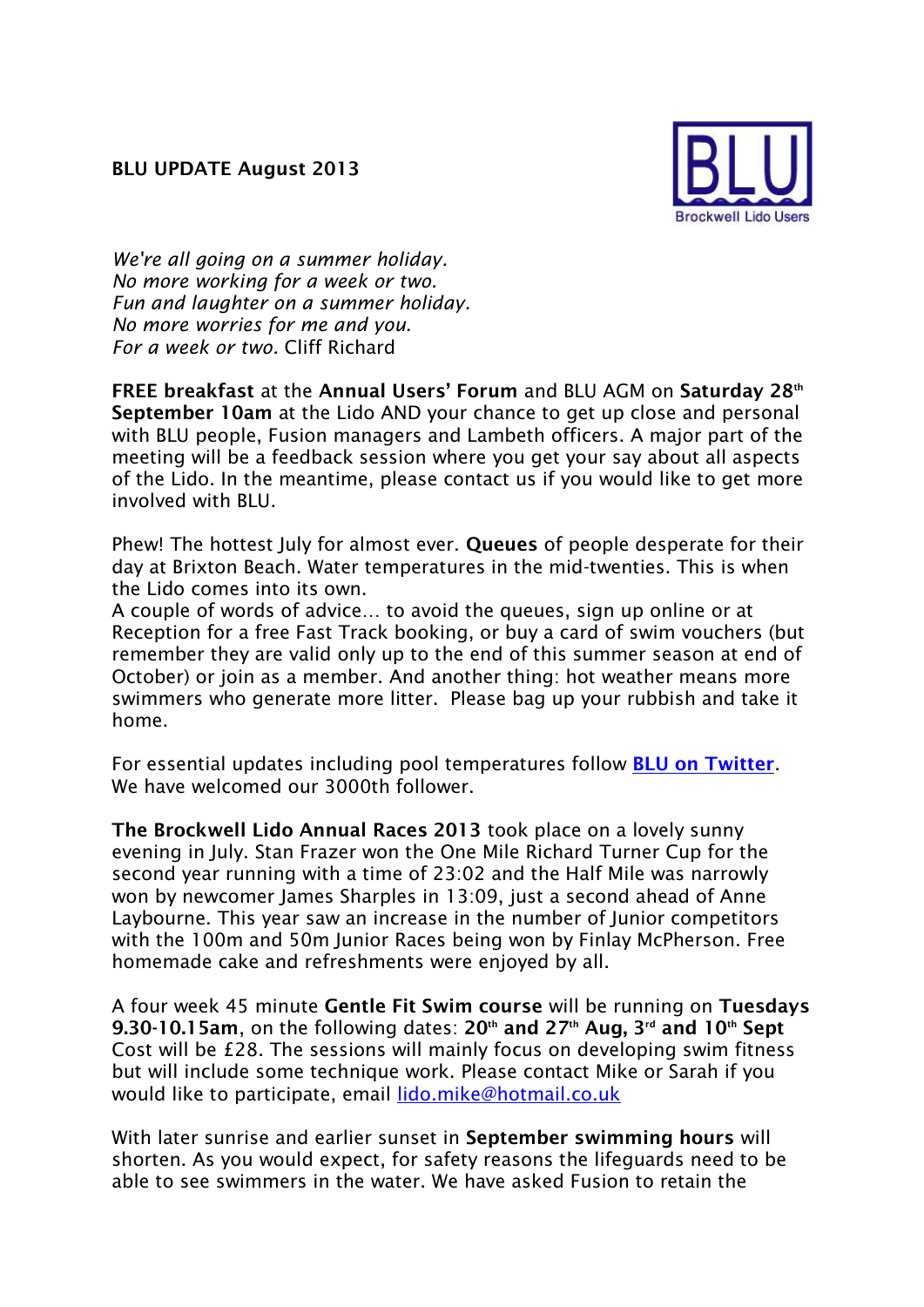**BLU UPDATE August 2013**

BLU
Brockwell Lido Users

*We're all going on a summer holiday.*
*No more working for a week or two.*
*Fun and laughter on a summer holiday.*
*No more worries for me and you.*
*For a week or two.* Cliff Richard

**FREE breakfast** at the **Annual Users' Forum** and BLU AGM on **Saturday 28th September 10am** at the Lido AND your chance to get up close and personal with BLU people, Fusion managers and Lambeth officers. A major part of the meeting will be a feedback session where you get your say about all aspects of the Lido. In the meantime, please contact us if you would like to get more involved with BLU.

Phew! The hottest July for almost ever. **Queues** of people desperate for their day at Brixton Beach. Water temperatures in the mid-twenties. This is when the Lido comes into its own.
A couple of words of advice… to avoid the queues, sign up online or at Reception for a free Fast Track booking, or buy a card of swim vouchers (but remember they are valid only up to the end of this summer season at end of October) or join as a member. And another thing: hot weather means more swimmers who generate more litter. Please bag up your rubbish and take it home.

For essential updates including pool temperatures follow **BLU on Twitter**. We have welcomed our 3000th follower.

**The Brockwell Lido Annual Races 2013** took place on a lovely sunny evening in July. Stan Frazer won the One Mile Richard Turner Cup for the second year running with a time of 23:02 and the Half Mile was narrowly won by newcomer James Sharples in 13:09, just a second ahead of Anne Laybourne. This year saw an increase in the number of Junior competitors with the 100m and 50m Junior Races being won by Finlay McPherson. Free homemade cake and refreshments were enjoyed by all.

A four week 45 minute **Gentle Fit Swim course** will be running on **Tuesdays 9.30-10.15am**, on the following dates: **20th and 27th Aug, 3rd and 10th Sept** Cost will be £28. The sessions will mainly focus on developing swim fitness but will include some technique work. Please contact Mike or Sarah if you would like to participate, email lido.mike@hotmail.co.uk

With later sunrise and earlier sunset in **September swimming hours** will shorten. As you would expect, for safety reasons the lifeguards need to be able to see swimmers in the water. We have asked Fusion to retain the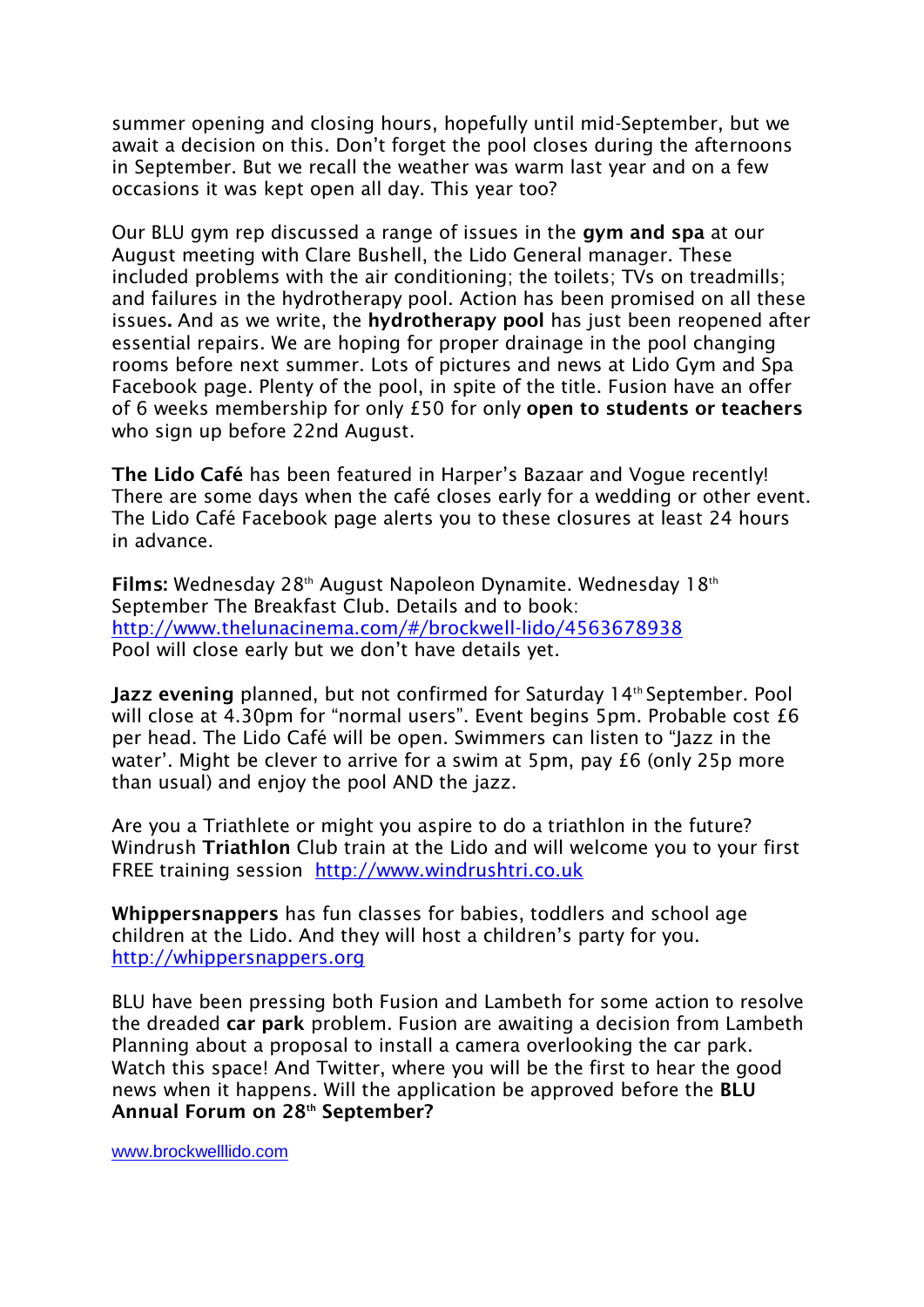summer opening and closing hours, hopefully until mid-September, but we await a decision on this. Don't forget the pool closes during the afternoons in September. But we recall the weather was warm last year and on a few occasions it was kept open all day. This year too?

Our BLU gym rep discussed a range of issues in the **gym and spa** at our August meeting with Clare Bushell, the Lido General manager. These included problems with the air conditioning; the toilets; TVs on treadmills; and failures in the hydrotherapy pool. Action has been promised on all these issues**.** And as we write, the **hydrotherapy pool** has just been reopened after essential repairs. We are hoping for proper drainage in the pool changing rooms before next summer. Lots of pictures and news at Lido Gym and Spa Facebook page. Plenty of the pool, in spite of the title. Fusion have an offer of 6 weeks membership for only £50 for only **open to students or teachers** who sign up before 22nd August.

**The Lido Café** has been featured in Harper's Bazaar and Vogue recently! There are some days when the café closes early for a wedding or other event. The Lido Café Facebook page alerts you to these closures at least 24 hours in advance.

**Films:** Wednesday 28th August Napoleon Dynamite. Wednesday 18th September The Breakfast Club. Details and to book: http://www.thelunacinema.com/#/brockwell-lido/4563678938
Pool will close early but we don't have details yet.

**Jazz evening** planned, but not confirmed for Saturday 14th September. Pool will close at 4.30pm for "normal users". Event begins 5pm. Probable cost £6 per head. The Lido Café will be open. Swimmers can listen to "Jazz in the water'. Might be clever to arrive for a swim at 5pm, pay £6 (only 25p more than usual) and enjoy the pool AND the jazz.

Are you a Triathlete or might you aspire to do a triathlon in the future? Windrush **Triathlon** Club train at the Lido and will welcome you to your first FREE training session http://www.windrushtri.co.uk

**Whippersnappers** has fun classes for babies, toddlers and school age children at the Lido. And they will host a children's party for you. http://whippersnappers.org

BLU have been pressing both Fusion and Lambeth for some action to resolve the dreaded **car park** problem. Fusion are awaiting a decision from Lambeth Planning about a proposal to install a camera overlooking the car park. Watch this space! And Twitter, where you will be the first to hear the good news when it happens. Will the application be approved before the **BLU Annual Forum on 28th September?**

www.brockwelllido.com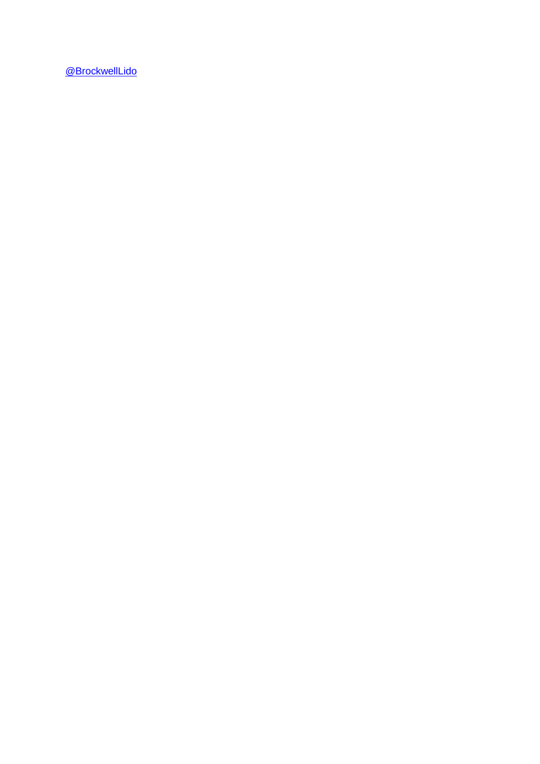@BrockwellLido